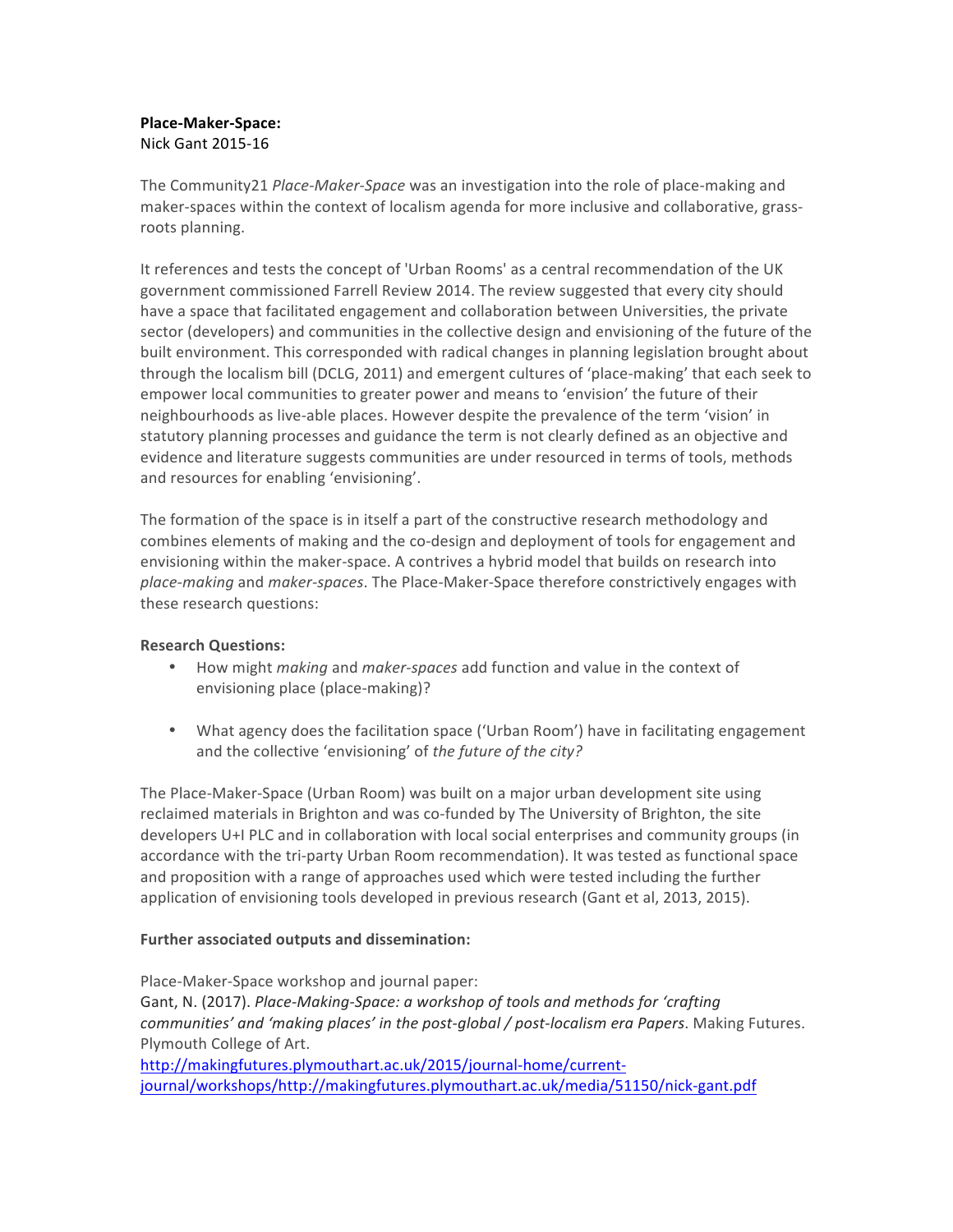**Place-Maker-Space:**
Nick Gant 2015-16

The Community21 *Place-Maker-Space* was an investigation into the role of place-making and maker-spaces within the context of localism agenda for more inclusive and collaborative, grass-roots planning.

It references and tests the concept of 'Urban Rooms' as a central recommendation of the UK government commissioned Farrell Review 2014. The review suggested that every city should have a space that facilitated engagement and collaboration between Universities, the private sector (developers) and communities in the collective design and envisioning of the future of the built environment. This corresponded with radical changes in planning legislation brought about through the localism bill (DCLG, 2011) and emergent cultures of 'place-making' that each seek to empower local communities to greater power and means to 'envision' the future of their neighbourhoods as live-able places. However despite the prevalence of the term 'vision' in statutory planning processes and guidance the term is not clearly defined as an objective and evidence and literature suggests communities are under resourced in terms of tools, methods and resources for enabling 'envisioning'.

The formation of the space is in itself a part of the constructive research methodology and combines elements of making and the co-design and deployment of tools for engagement and envisioning within the maker-space. A contrives a hybrid model that builds on research into *place-making* and *maker-spaces*. The Place-Maker-Space therefore constrictively engages with these research questions:

**Research Questions:**

- How might *making* and *maker-spaces* add function and value in the context of envisioning place (place-making)?
- What agency does the facilitation space ('Urban Room') have in facilitating engagement and the collective 'envisioning' of *the future of the city?*

The Place-Maker-Space (Urban Room) was built on a major urban development site using reclaimed materials in Brighton and was co-funded by The University of Brighton, the site developers U+I PLC and in collaboration with local social enterprises and community groups (in accordance with the tri-party Urban Room recommendation). It was tested as functional space and proposition with a range of approaches used which were tested including the further application of envisioning tools developed in previous research (Gant et al, 2013, 2015).

**Further associated outputs and dissemination:**

Place-Maker-Space workshop and journal paper:
Gant, N. (2017). *Place-Making-Space: a workshop of tools and methods for 'crafting communities' and 'making places' in the post-global / post-localism era Papers*. Making Futures. Plymouth College of Art.
http://makingfutures.plymouthart.ac.uk/2015/journal-home/current-journal/workshops/http://makingfutures.plymouthart.ac.uk/media/51150/nick-gant.pdf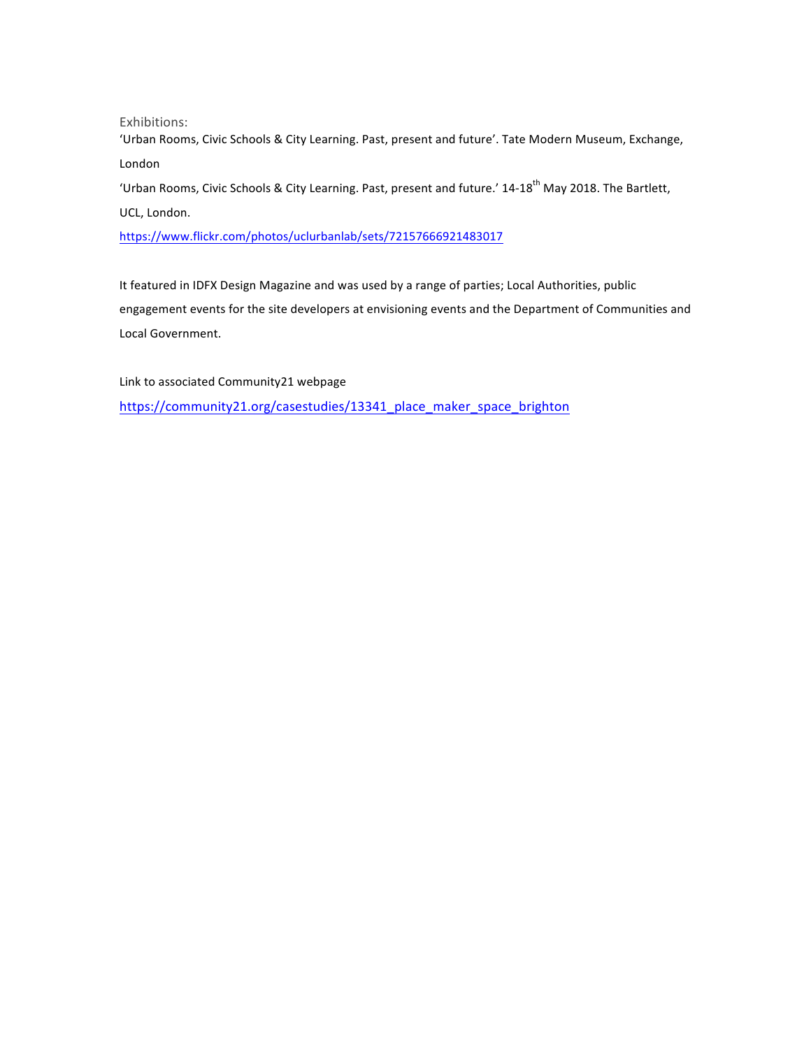Exhibitions:

'Urban Rooms, Civic Schools & City Learning. Past, present and future'. Tate Modern Museum, Exchange, London

'Urban Rooms, Civic Schools & City Learning. Past, present and future.' 14-18th May 2018. The Bartlett, UCL, London.

https://www.flickr.com/photos/uclurbanlab/sets/72157666921483017

It featured in IDFX Design Magazine and was used by a range of parties; Local Authorities, public engagement events for the site developers at envisioning events and the Department of Communities and Local Government.

Link to associated Community21 webpage

https://community21.org/casestudies/13341_place_maker_space_brighton